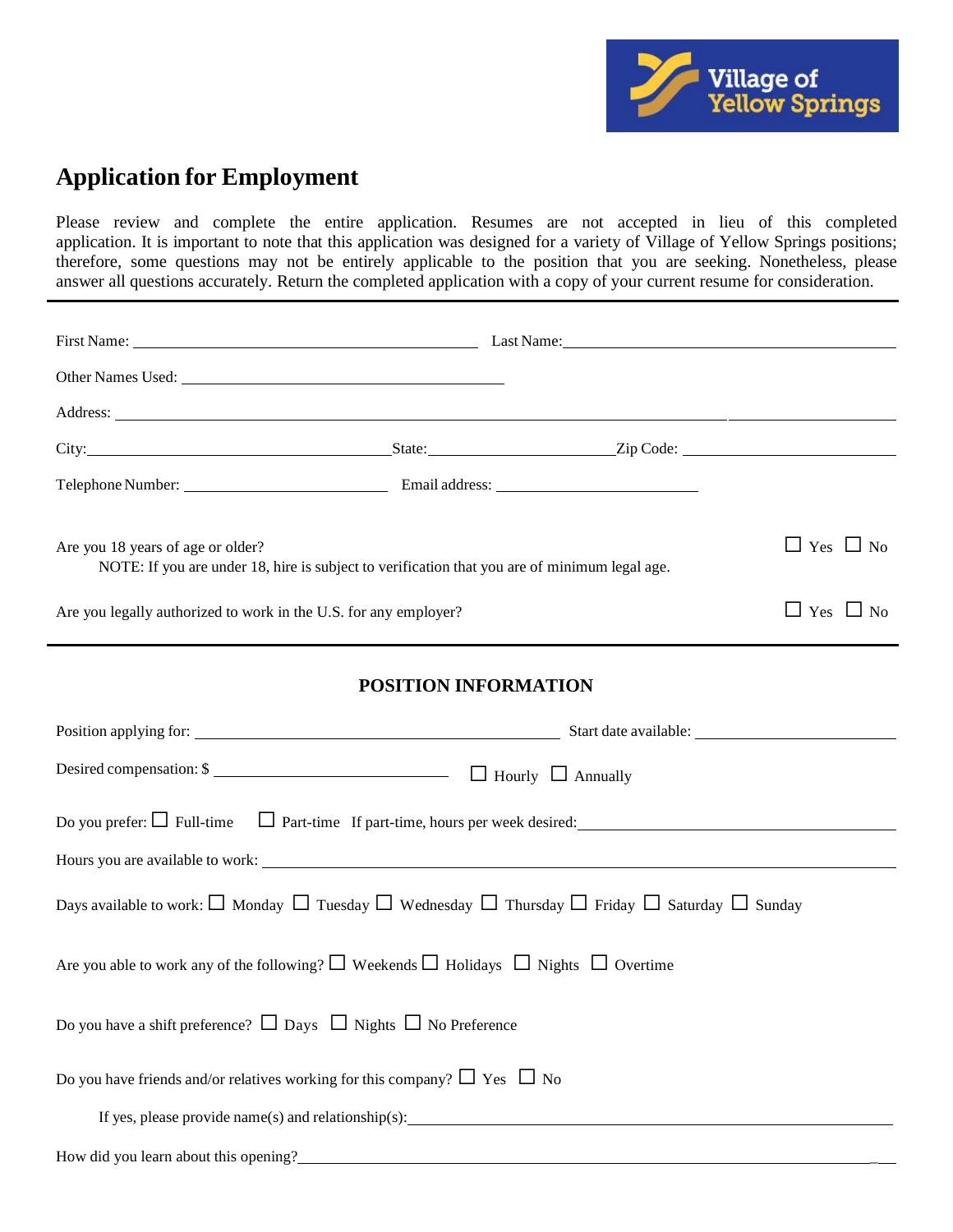Village of Yellow Springs

# Application for Employment

Please review and complete the entire application. Resumes are not accepted in lieu of this completed application. It is important to note that this application was designed for a variety of Village of Yellow Springs positions; therefore, some questions may not be entirely applicable to the position that you are seeking. Nonetheless, please answer all questions accurately. Return the completed application with a copy of your current resume for consideration.

---

First Name: ______________________ Last Name: ______________________

Other Names Used: ______________________

Address: ______________________

City: ______________ State: ______________ Zip Code: ______________

Telephone Number: ______________ Email address: ______________

Are you 18 years of age or older? ☐ Yes ☐ No

NOTE: If you are under 18, hire is subject to verification that you are of minimum legal age.

Are you legally authorized to work in the U.S. for any employer? ☐ Yes ☐ No

---

## POSITION INFORMATION

Position applying for: ______________________ Start date available: ______________

Desired compensation: $ ______________ ☐ Hourly ☐ Annually

Do you prefer: ☐ Full-time ☐ Part-time If part-time, hours per week desired: ______________

Hours you are available to work: ______________________

Days available to work: ☐ Monday ☐ Tuesday ☐ Wednesday ☐ Thursday ☐ Friday ☐ Saturday ☐ Sunday

Are you able to work any of the following? ☐ Weekends ☐ Holidays ☐ Nights ☐ Overtime

Do you have a shift preference? ☐ Days ☐ Nights ☐ No Preference

Do you have friends and/or relatives working for this company? ☐ Yes ☐ No

If yes, please provide name(s) and relationship(s): ______________________

How did you learn about this opening? ______________________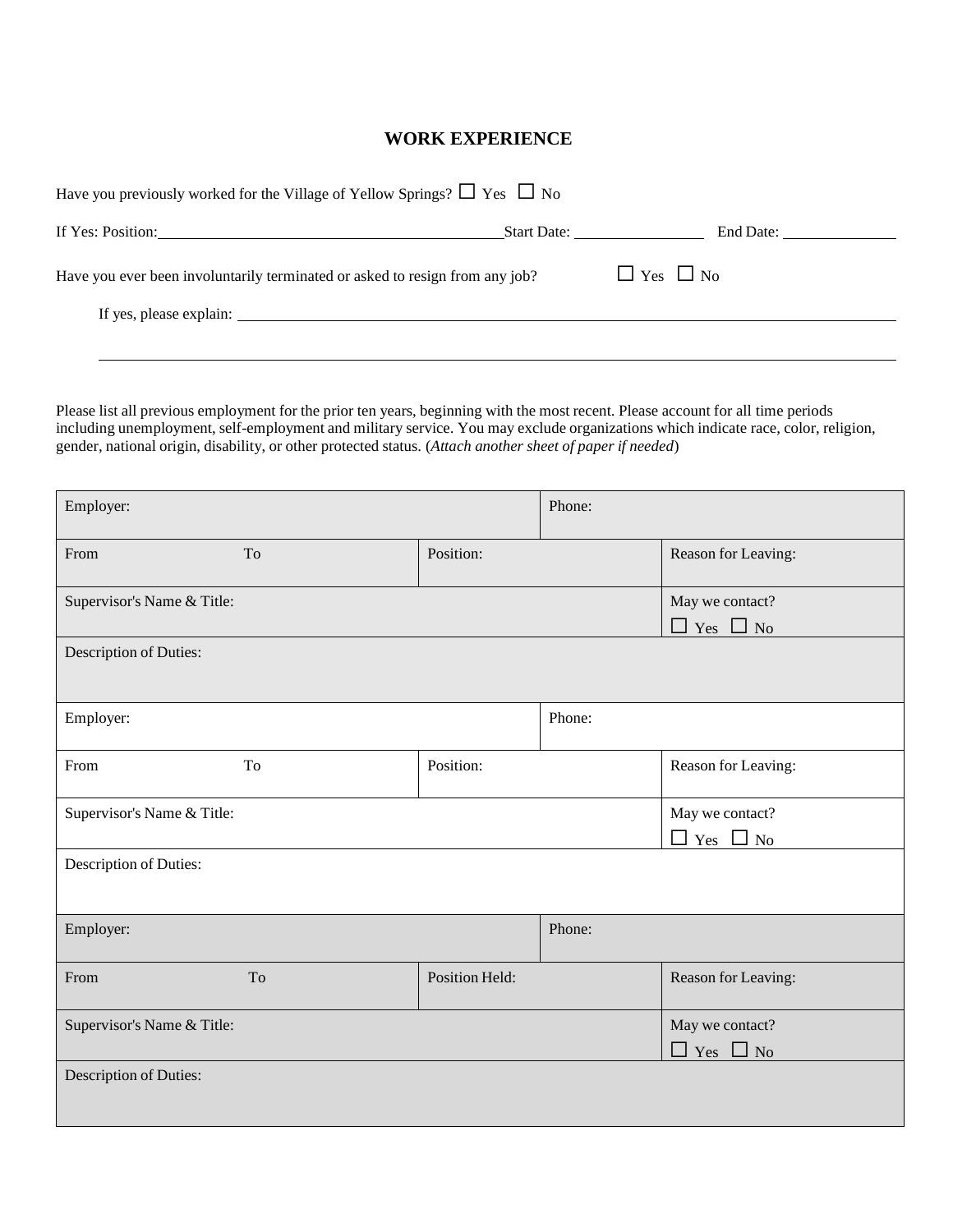## WORK EXPERIENCE

Have you previously worked for the Village of Yellow Springs? ☐ Yes ☐ No

If Yes: Position:\_\_\_\_\_\_\_\_\_\_\_\_\_\_\_\_\_\_\_\_ Start Date: \_\_\_\_\_\_\_\_\_\_ End Date: \_\_\_\_\_\_\_\_\_\_

Have you ever been involuntarily terminated or asked to resign from any job? ☐ Yes ☐ No

If yes, please explain: \_\_\_\_\_\_\_\_\_\_\_\_\_\_\_\_\_\_\_\_\_\_\_\_\_\_\_\_\_\_\_\_\_\_\_\_\_\_\_\_

\_\_\_\_\_\_\_\_\_\_\_\_\_\_\_\_\_\_\_\_\_\_\_\_\_\_\_\_\_\_\_\_\_\_\_\_\_\_\_\_\_\_\_\_\_\_\_\_\_\_\_\_\_\_\_\_\_\_\_\_

Please list all previous employment for the prior ten years, beginning with the most recent. Please account for all time periods including unemployment, self-employment and military service. You may exclude organizations which indicate race, color, religion, gender, national origin, disability, or other protected status. (*Attach another sheet of paper if needed*)

| Employer: | | Phone: | |
|---|---|---|---|
| From To | Position: | | Reason for Leaving: |
| Supervisor's Name & Title: | | | May we contact? ☐ Yes ☐ No |
| Description of Duties: | | | |

| Employer: | | Phone: | |
|---|---|---|---|
| From To | Position: | | Reason for Leaving: |
| Supervisor's Name & Title: | | | May we contact? ☐ Yes ☐ No |
| Description of Duties: | | | |

| Employer: | | Phone: | |
|---|---|---|---|
| From To | Position Held: | | Reason for Leaving: |
| Supervisor's Name & Title: | | | May we contact? ☐ Yes ☐ No |
| Description of Duties: | | | |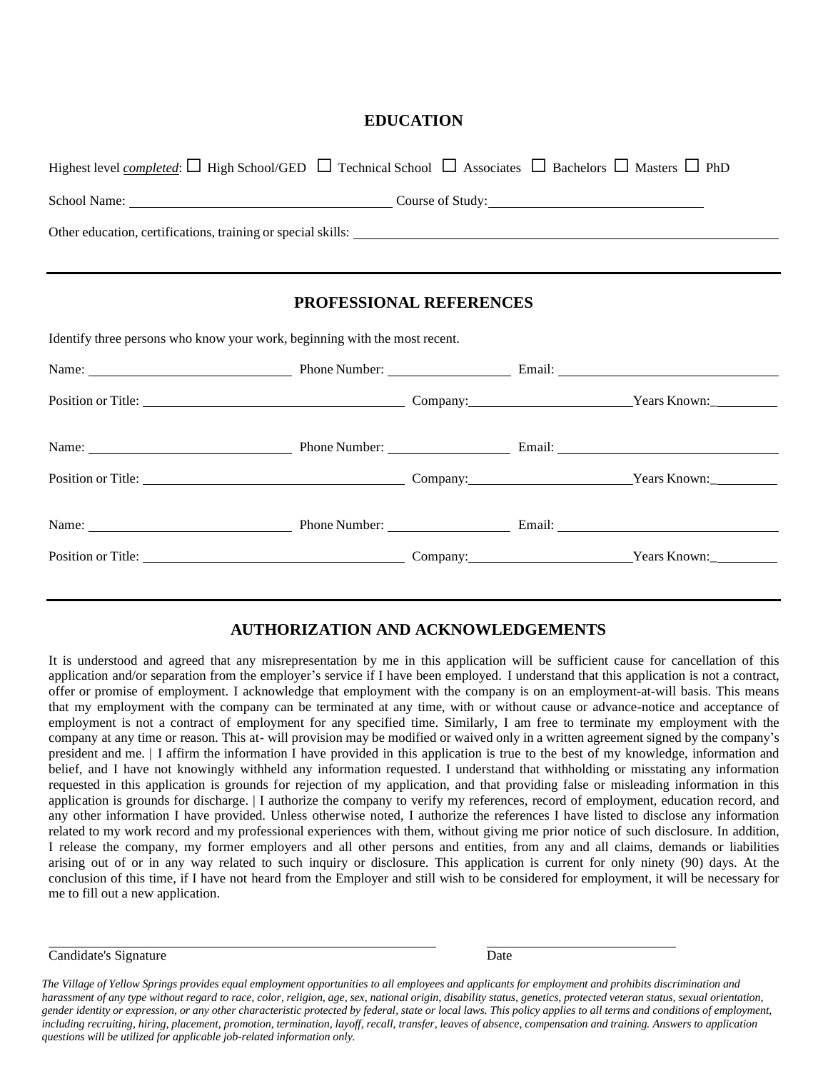## EDUCATION

Highest level *completed*: ☐ High School/GED ☐ Technical School ☐ Associates ☐ Bachelors ☐ Masters ☐ PhD

School Name: ______________________ Course of Study: ______________________

Other education, certifications, training or special skills: ______________________

## PROFESSIONAL REFERENCES

Identify three persons who know your work, beginning with the most recent.

Name: ______________ Phone Number: ______________ Email: ______________

Position or Title: ______________ Company: ______________ Years Known: ______________

Name: ______________ Phone Number: ______________ Email: ______________

Position or Title: ______________ Company: ______________ Years Known: ______________

Name: ______________ Phone Number: ______________ Email: ______________

Position or Title: ______________ Company: ______________ Years Known: ______________

## AUTHORIZATION AND ACKNOWLEDGEMENTS

It is understood and agreed that any misrepresentation by me in this application will be sufficient cause for cancellation of this application and/or separation from the employer's service if I have been employed. I understand that this application is not a contract, offer or promise of employment. I acknowledge that employment with the company is on an employment-at-will basis. This means that my employment with the company can be terminated at any time, with or without cause or advance-notice and acceptance of employment is not a contract of employment for any specified time. Similarly, I am free to terminate my employment with the company at any time or reason. This at- will provision may be modified or waived only in a written agreement signed by the company's president and me. | I affirm the information I have provided in this application is true to the best of my knowledge, information and belief, and I have not knowingly withheld any information requested. I understand that withholding or misstating any information requested in this application is grounds for rejection of my application, and that providing false or misleading information in this application is grounds for discharge. | I authorize the company to verify my references, record of employment, education record, and any other information I have provided. Unless otherwise noted, I authorize the references I have listed to disclose any information related to my work record and my professional experiences with them, without giving me prior notice of such disclosure. In addition, I release the company, my former employers and all other persons and entities, from any and all claims, demands or liabilities arising out of or in any way related to such inquiry or disclosure. This application is current for only ninety (90) days. At the conclusion of this time, if I have not heard from the Employer and still wish to be considered for employment, it will be necessary for me to fill out a new application.

______________________ ______________

Candidate's Signature Date

*The Village of Yellow Springs provides equal employment opportunities to all employees and applicants for employment and prohibits discrimination and harassment of any type without regard to race, color, religion, age, sex, national origin, disability status, genetics, protected veteran status, sexual orientation, gender identity or expression, or any other characteristic protected by federal, state or local laws. This policy applies to all terms and conditions of employment, including recruiting, hiring, placement, promotion, termination, layoff, recall, transfer, leaves of absence, compensation and training. Answers to application questions will be utilized for applicable job-related information only.*